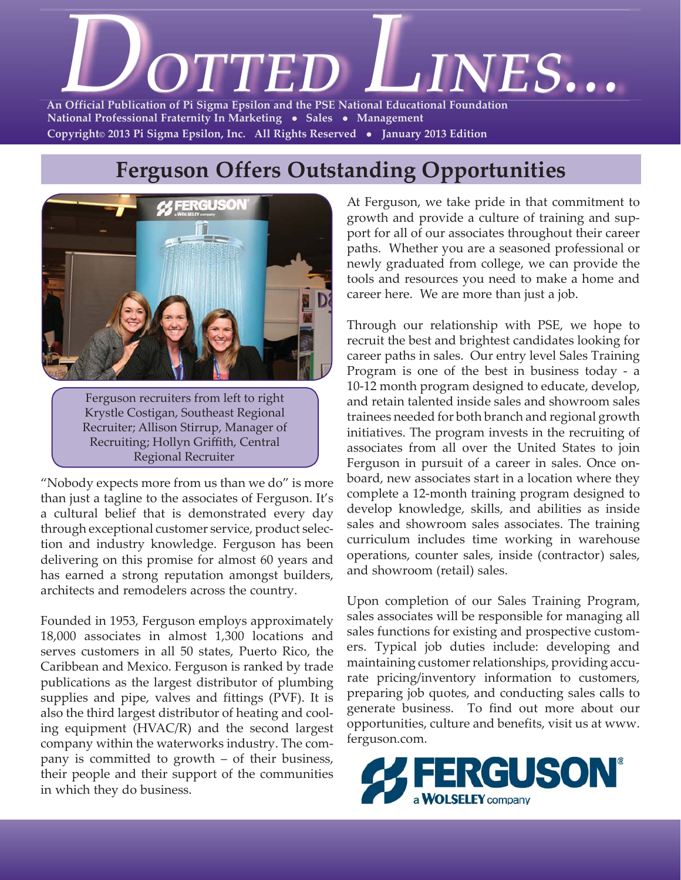# Dotted Lines...

**An Official Publication of Pi Sigma Epsilon and the PSE National Educational Foundation**
**National Professional Fraternity In Marketing • Sales • Management**
**Copyright© 2013 Pi Sigma Epsilon, Inc. All Rights Reserved • January 2013 Edition**

## Ferguson Offers Outstanding Opportunities

Ferguson recruiters from left to right Krystle Costigan, Southeast Regional Recruiter; Allison Stirrup, Manager of Recruiting; Hollyn Griffith, Central Regional Recruiter

"Nobody expects more from us than we do" is more than just a tagline to the associates of Ferguson. It's a cultural belief that is demonstrated every day through exceptional customer service, product selection and industry knowledge. Ferguson has been delivering on this promise for almost 60 years and has earned a strong reputation amongst builders, architects and remodelers across the country.

Founded in 1953, Ferguson employs approximately 18,000 associates in almost 1,300 locations and serves customers in all 50 states, Puerto Rico, the Caribbean and Mexico. Ferguson is ranked by trade publications as the largest distributor of plumbing supplies and pipe, valves and fittings (PVF). It is also the third largest distributor of heating and cooling equipment (HVAC/R) and the second largest company within the waterworks industry. The company is committed to growth – of their business, their people and their support of the communities in which they do business.

At Ferguson, we take pride in that commitment to growth and provide a culture of training and support for all of our associates throughout their career paths. Whether you are a seasoned professional or newly graduated from college, we can provide the tools and resources you need to make a home and career here. We are more than just a job.

Through our relationship with PSE, we hope to recruit the best and brightest candidates looking for career paths in sales. Our entry level Sales Training Program is one of the best in business today - a 10-12 month program designed to educate, develop, and retain talented inside sales and showroom sales trainees needed for both branch and regional growth initiatives. The program invests in the recruiting of associates from all over the United States to join Ferguson in pursuit of a career in sales. Once onboard, new associates start in a location where they complete a 12-month training program designed to develop knowledge, skills, and abilities as inside sales and showroom sales associates. The training curriculum includes time working in warehouse operations, counter sales, inside (contractor) sales, and showroom (retail) sales.

Upon completion of our Sales Training Program, sales associates will be responsible for managing all sales functions for existing and prospective customers. Typical job duties include: developing and maintaining customer relationships, providing accurate pricing/inventory information to customers, preparing job quotes, and conducting sales calls to generate business. To find out more about our opportunities, culture and benefits, visit us at www.ferguson.com.

FERGUSON® a WOLSELEY company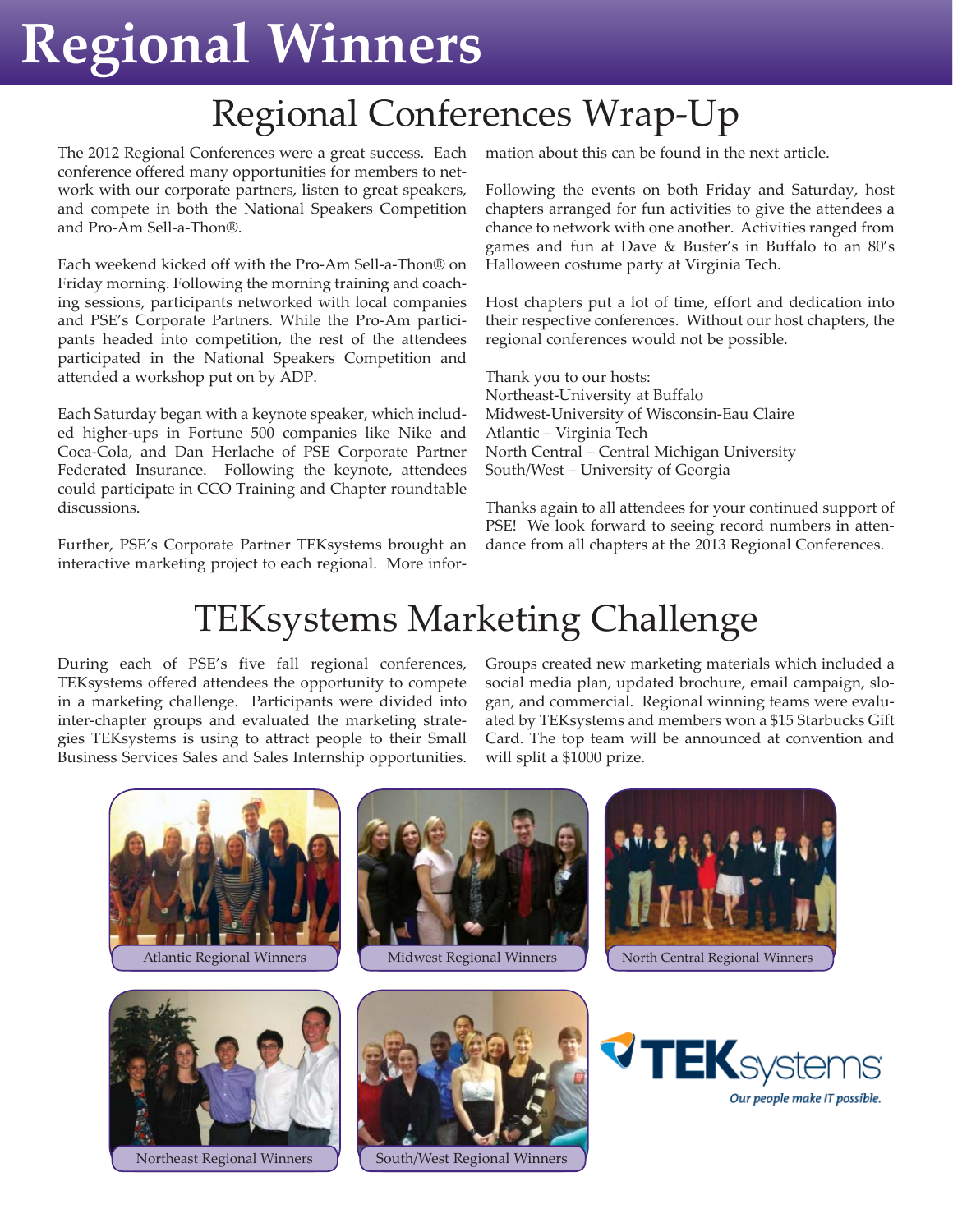# Regional Winners

## Regional Conferences Wrap-Up

The 2012 Regional Conferences were a great success. Each conference offered many opportunities for members to network with our corporate partners, listen to great speakers, and compete in both the National Speakers Competition and Pro-Am Sell-a-Thon®.

Each weekend kicked off with the Pro-Am Sell-a-Thon® on Friday morning. Following the morning training and coaching sessions, participants networked with local companies and PSE's Corporate Partners. While the Pro-Am participants headed into competition, the rest of the attendees participated in the National Speakers Competition and attended a workshop put on by ADP.

Each Saturday began with a keynote speaker, which included higher-ups in Fortune 500 companies like Nike and Coca-Cola, and Dan Herlache of PSE Corporate Partner Federated Insurance. Following the keynote, attendees could participate in CCO Training and Chapter roundtable discussions.

Further, PSE's Corporate Partner TEKsystems brought an interactive marketing project to each regional. More information about this can be found in the next article.

Following the events on both Friday and Saturday, host chapters arranged for fun activities to give the attendees a chance to network with one another. Activities ranged from games and fun at Dave & Buster's in Buffalo to an 80's Halloween costume party at Virginia Tech.

Host chapters put a lot of time, effort and dedication into their respective conferences. Without our host chapters, the regional conferences would not be possible.

Thank you to our hosts:
Northeast-University at Buffalo
Midwest-University of Wisconsin-Eau Claire
Atlantic – Virginia Tech
North Central – Central Michigan University
South/West – University of Georgia

Thanks again to all attendees for your continued support of PSE! We look forward to seeing record numbers in attendance from all chapters at the 2013 Regional Conferences.

## TEKsystems Marketing Challenge

During each of PSE's five fall regional conferences, TEKsystems offered attendees the opportunity to compete in a marketing challenge. Participants were divided into inter-chapter groups and evaluated the marketing strategies TEKsystems is using to attract people to their Small Business Services Sales and Sales Internship opportunities. Groups created new marketing materials which included a social media plan, updated brochure, email campaign, slogan, and commercial. Regional winning teams were evaluated by TEKsystems and members won a $15 Starbucks Gift Card. The top team will be announced at convention and will split a $1000 prize.

Atlantic Regional Winners

Midwest Regional Winners

North Central Regional Winners

Northeast Regional Winners

South/West Regional Winners

TEKsystems
*Our people make IT possible.*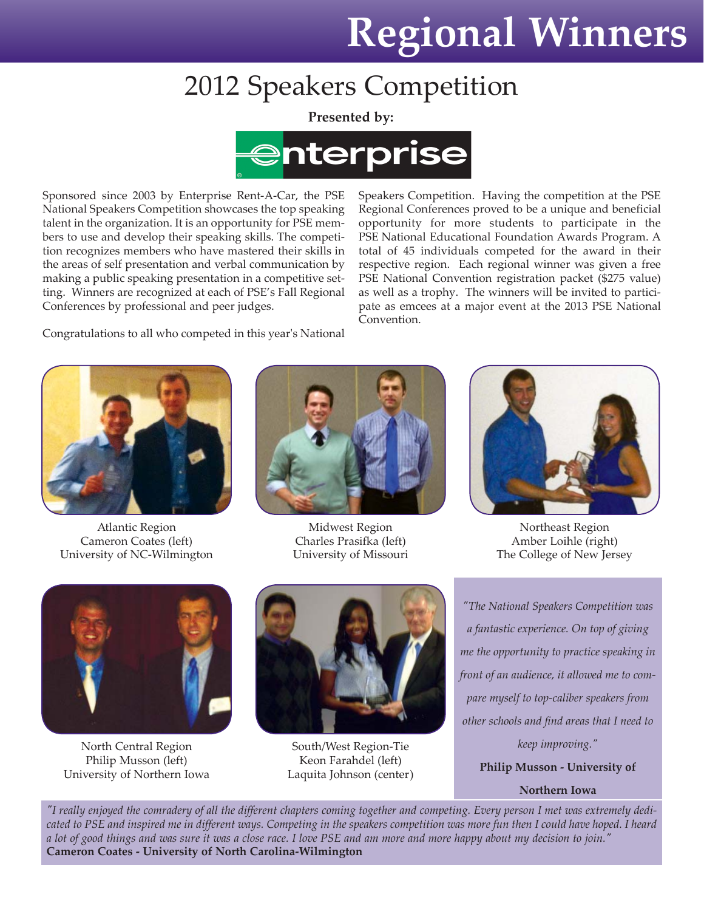# Regional Winners

## 2012 Speakers Competition

**Presented by:**

enterprise

Sponsored since 2003 by Enterprise Rent-A-Car, the PSE National Speakers Competition showcases the top speaking talent in the organization. It is an opportunity for PSE members to use and develop their speaking skills. The competition recognizes members who have mastered their skills in the areas of self presentation and verbal communication by making a public speaking presentation in a competitive setting. Winners are recognized at each of PSE's Fall Regional Conferences by professional and peer judges.

Congratulations to all who competed in this year's National Speakers Competition. Having the competition at the PSE Regional Conferences proved to be a unique and beneficial opportunity for more students to participate in the PSE National Educational Foundation Awards Program. A total of 45 individuals competed for the award in their respective region. Each regional winner was given a free PSE National Convention registration packet ($275 value) as well as a trophy. The winners will be invited to participate as emcees at a major event at the 2013 PSE National Convention.

Atlantic Region
Cameron Coates (left)
University of NC-Wilmington

Midwest Region
Charles Prasifka (left)
University of Missouri

Northeast Region
Amber Loihle (right)
The College of New Jersey

North Central Region
Philip Musson (left)
University of Northern Iowa

South/West Region-Tie
Keon Farahdel (left)
Laquita Johnson (center)

*"The National Speakers Competition was a fantastic experience. On top of giving me the opportunity to practice speaking in front of an audience, it allowed me to compare myself to top-caliber speakers from other schools and find areas that I need to keep improving."*

**Philip Musson - University of Northern Iowa**

*"I really enjoyed the comradery of all the different chapters coming together and competing. Every person I met was extremely dedicated to PSE and inspired me in different ways. Competing in the speakers competition was more fun then I could have hoped. I heard a lot of good things and was sure it was a close race. I love PSE and am more and more happy about my decision to join."*
**Cameron Coates - University of North Carolina-Wilmington**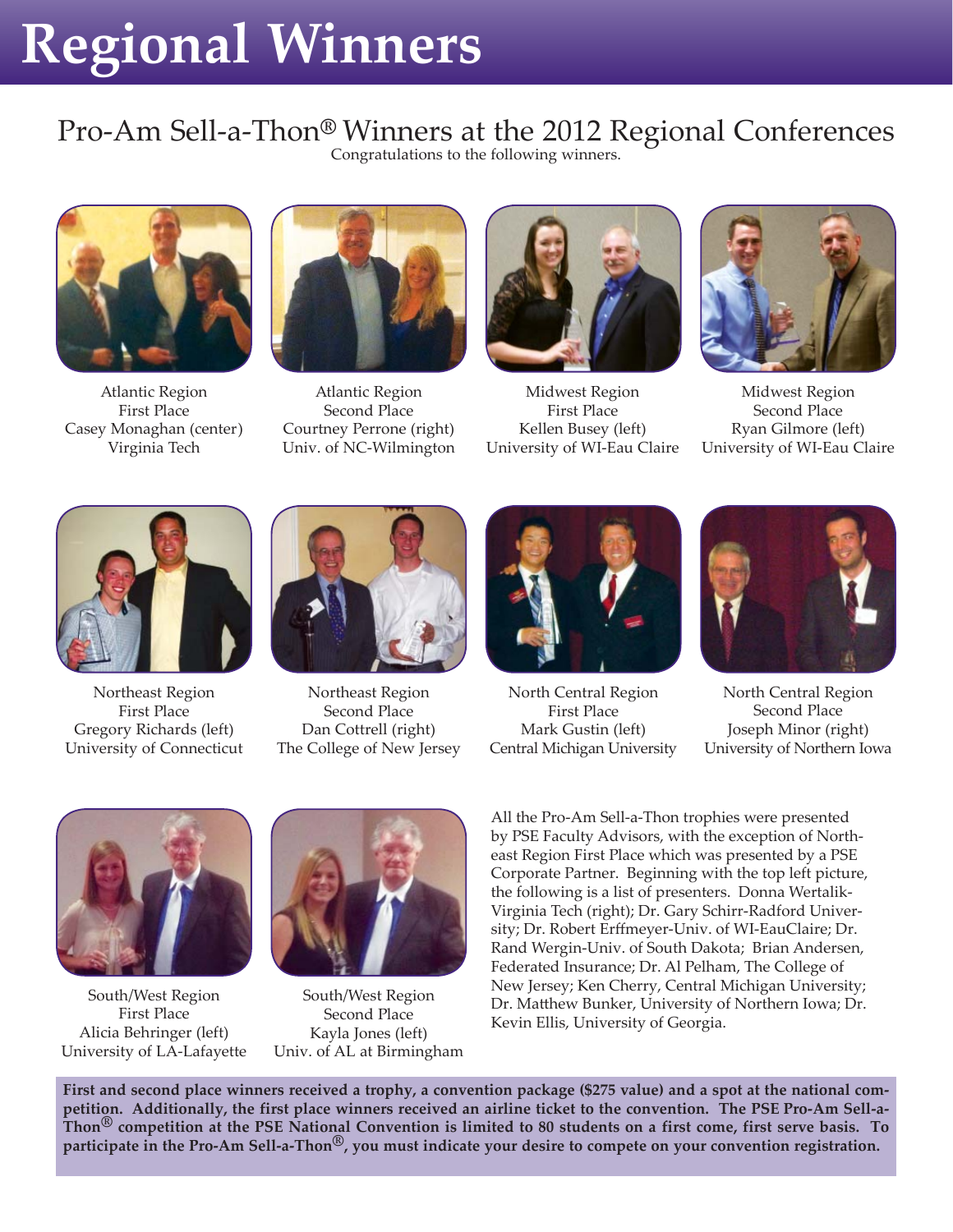# Regional Winners

## Pro-Am Sell-a-Thon® Winners at the 2012 Regional Conferences

Congratulations to the following winners.

Atlantic Region
First Place
Casey Monaghan (center)
Virginia Tech

Atlantic Region
Second Place
Courtney Perrone (right)
Univ. of NC-Wilmington

Midwest Region
First Place
Kellen Busey (left)
University of WI-Eau Claire

Midwest Region
Second Place
Ryan Gilmore (left)
University of WI-Eau Claire

Northeast Region
First Place
Gregory Richards (left)
University of Connecticut

Northeast Region
Second Place
Dan Cottrell (right)
The College of New Jersey

North Central Region
First Place
Mark Gustin (left)
Central Michigan University

North Central Region
Second Place
Joseph Minor (right)
University of Northern Iowa

South/West Region
First Place
Alicia Behringer (left)
University of LA-Lafayette

South/West Region
Second Place
Kayla Jones (left)
Univ. of AL at Birmingham

All the Pro-Am Sell-a-Thon trophies were presented by PSE Faculty Advisors, with the exception of Northeast Region First Place which was presented by a PSE Corporate Partner. Beginning with the top left picture, the following is a list of presenters. Donna Wertalik-Virginia Tech (right); Dr. Gary Schirr-Radford University; Dr. Robert Erffmeyer-Univ. of WI-EauClaire; Dr. Rand Wergin-Univ. of South Dakota; Brian Andersen, Federated Insurance; Dr. Al Pelham, The College of New Jersey; Ken Cherry, Central Michigan University; Dr. Matthew Bunker, University of Northern Iowa; Dr. Kevin Ellis, University of Georgia.

**First and second place winners received a trophy, a convention package ($275 value) and a spot at the national competition. Additionally, the first place winners received an airline ticket to the convention. The PSE Pro-Am Sell-a-Thon® competition at the PSE National Convention is limited to 80 students on a first come, first serve basis. To participate in the Pro-Am Sell-a-Thon®, you must indicate your desire to compete on your convention registration.**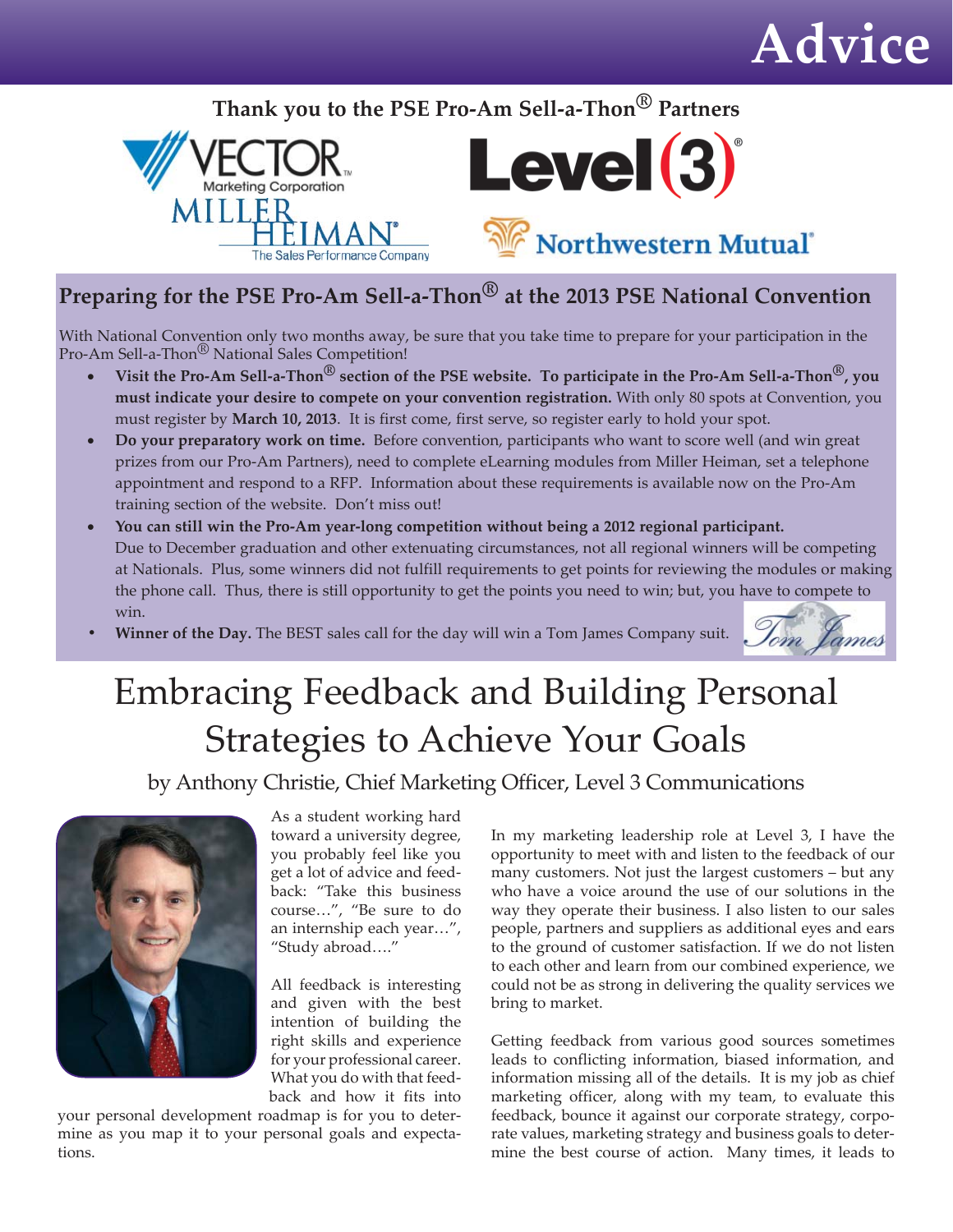# Advice

### Thank you to the PSE Pro-Am Sell-a-Thon® Partners

Vector Marketing Corporation · Level (3) · Miller Heiman – The Sales Performance Company · Northwestern Mutual

## Preparing for the PSE Pro-Am Sell-a-Thon® at the 2013 PSE National Convention

With National Convention only two months away, be sure that you take time to prepare for your participation in the Pro-Am Sell-a-Thon® National Sales Competition!

- **Visit the Pro-Am Sell-a-Thon® section of the PSE website. To participate in the Pro-Am Sell-a-Thon®, you must indicate your desire to compete on your convention registration.** With only 80 spots at Convention, you must register by **March 10, 2013**. It is first come, first serve, so register early to hold your spot.
- **Do your preparatory work on time.** Before convention, participants who want to score well (and win great prizes from our Pro-Am Partners), need to complete eLearning modules from Miller Heiman, set a telephone appointment and respond to a RFP. Information about these requirements is available now on the Pro-Am training section of the website. Don't miss out!
- **You can still win the Pro-Am year-long competition without being a 2012 regional participant.** Due to December graduation and other extenuating circumstances, not all regional winners will be competing at Nationals. Plus, some winners did not fulfill requirements to get points for reviewing the modules or making the phone call. Thus, there is still opportunity to get the points you need to win; but, you have to compete to win.
- **Winner of the Day.** The BEST sales call for the day will win a Tom James Company suit.

# Embracing Feedback and Building Personal Strategies to Achieve Your Goals

by Anthony Christie, Chief Marketing Officer, Level 3 Communications

As a student working hard toward a university degree, you probably feel like you get a lot of advice and feedback: "Take this business course…", "Be sure to do an internship each year…", "Study abroad…."

All feedback is interesting and given with the best intention of building the right skills and experience for your professional career. What you do with that feedback and how it fits into your personal development roadmap is for you to determine as you map it to your personal goals and expectations.

In my marketing leadership role at Level 3, I have the opportunity to meet with and listen to the feedback of our many customers. Not just the largest customers – but any who have a voice around the use of our solutions in the way they operate their business. I also listen to our sales people, partners and suppliers as additional eyes and ears to the ground of customer satisfaction. If we do not listen to each other and learn from our combined experience, we could not be as strong in delivering the quality services we bring to market.

Getting feedback from various good sources sometimes leads to conflicting information, biased information, and information missing all of the details. It is my job as chief marketing officer, along with my team, to evaluate this feedback, bounce it against our corporate strategy, corporate values, marketing strategy and business goals to determine the best course of action. Many times, it leads to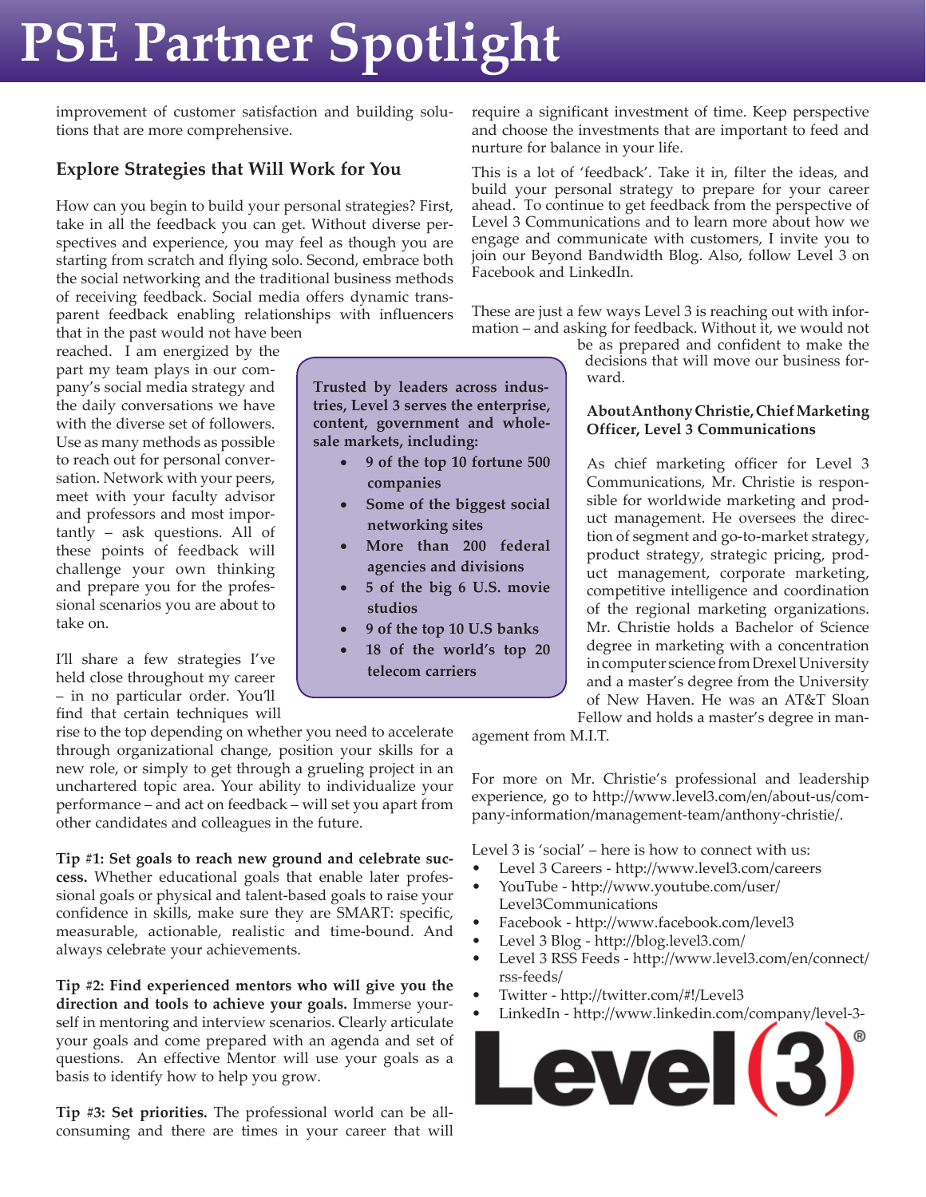# PSE Partner Spotlight

improvement of customer satisfaction and building solutions that are more comprehensive.

### Explore Strategies that Will Work for You

How can you begin to build your personal strategies? First, take in all the feedback you can get. Without diverse perspectives and experience, you may feel as though you are starting from scratch and flying solo. Second, embrace both the social networking and the traditional business methods of receiving feedback. Social media offers dynamic transparent feedback enabling relationships with influencers that in the past would not have been reached. I am energized by the part my team plays in our company's social media strategy and the daily conversations we have with the diverse set of followers. Use as many methods as possible to reach out for personal conversation. Network with your peers, meet with your faculty advisor and professors and most importantly – ask questions. All of these points of feedback will challenge your own thinking and prepare you for the professional scenarios you are about to take on.

I'll share a few strategies I've held close throughout my career – in no particular order. You'll find that certain techniques will rise to the top depending on whether you need to accelerate through organizational change, position your skills for a new role, or simply to get through a grueling project in an unchartered topic area. Your ability to individualize your performance – and act on feedback – will set you apart from other candidates and colleagues in the future.

**Tip #1: Set goals to reach new ground and celebrate success.** Whether educational goals that enable later professional goals or physical and talent-based goals to raise your confidence in skills, make sure they are SMART: specific, measurable, actionable, realistic and time-bound. And always celebrate your achievements.

**Tip #2: Find experienced mentors who will give you the direction and tools to achieve your goals.** Immerse yourself in mentoring and interview scenarios. Clearly articulate your goals and come prepared with an agenda and set of questions. An effective Mentor will use your goals as a basis to identify how to help you grow.

**Tip #3: Set priorities.** The professional world can be all-consuming and there are times in your career that will require a significant investment of time. Keep perspective and choose the investments that are important to feed and nurture for balance in your life.

This is a lot of 'feedback'. Take it in, filter the ideas, and build your personal strategy to prepare for your career ahead. To continue to get feedback from the perspective of Level 3 Communications and to learn more about how we engage and communicate with customers, I invite you to join our Beyond Bandwidth Blog. Also, follow Level 3 on Facebook and LinkedIn.

These are just a few ways Level 3 is reaching out with information – and asking for feedback. Without it, we would not be as prepared and confident to make the decisions that will move our business forward.

**Trusted by leaders across industries, Level 3 serves the enterprise, content, government and wholesale markets, including:**

- **9 of the top 10 fortune 500 companies**
- **Some of the biggest social networking sites**
- **More than 200 federal agencies and divisions**
- **5 of the big 6 U.S. movie studios**
- **9 of the top 10 U.S banks**
- **18 of the world's top 20 telecom carriers**

**About Anthony Christie, Chief Marketing Officer, Level 3 Communications**

As chief marketing officer for Level 3 Communications, Mr. Christie is responsible for worldwide marketing and product management. He oversees the direction of segment and go-to-market strategy, product strategy, strategic pricing, product management, corporate marketing, competitive intelligence and coordination of the regional marketing organizations. Mr. Christie holds a Bachelor of Science degree in marketing with a concentration in computer science from Drexel University and a master's degree from the University of New Haven. He was an AT&T Sloan Fellow and holds a master's degree in management from M.I.T.

For more on Mr. Christie's professional and leadership experience, go to http://www.level3.com/en/about-us/company-information/management-team/anthony-christie/.

Level 3 is 'social' – here is how to connect with us:

- Level 3 Careers - http://www.level3.com/careers
- YouTube - http://www.youtube.com/user/Level3Communications
- Facebook - http://www.facebook.com/level3
- Level 3 Blog - http://blog.level3.com/
- Level 3 RSS Feeds - http://www.level3.com/en/connect/rss-feeds/
- Twitter - http://twitter.com/#!/Level3
- LinkedIn - http://www.linkedin.com/company/level-3-

Level(3)®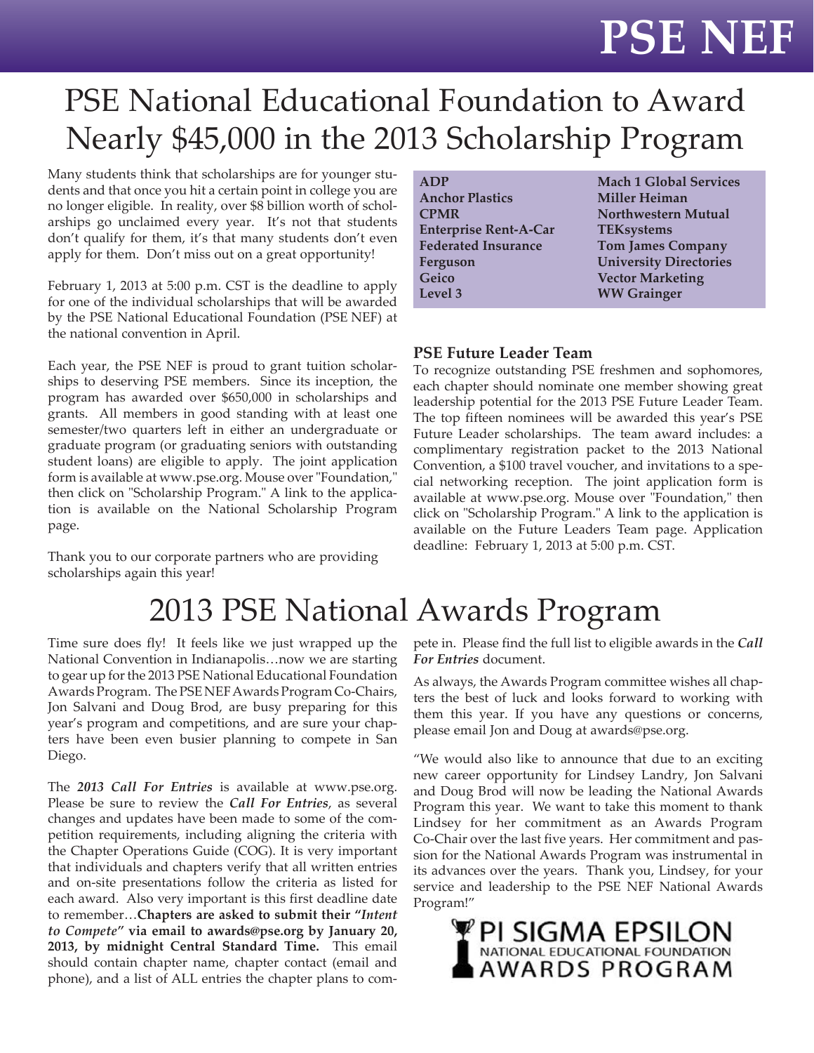# PSE NEF

## PSE National Educational Foundation to Award Nearly $45,000 in the 2013 Scholarship Program

Many students think that scholarships are for younger students and that once you hit a certain point in college you are no longer eligible. In reality, over $8 billion worth of scholarships go unclaimed every year. It's not that students don't qualify for them, it's that many students don't even apply for them. Don't miss out on a great opportunity!

February 1, 2013 at 5:00 p.m. CST is the deadline to apply for one of the individual scholarships that will be awarded by the PSE National Educational Foundation (PSE NEF) at the national convention in April.

Each year, the PSE NEF is proud to grant tuition scholarships to deserving PSE members. Since its inception, the program has awarded over $650,000 in scholarships and grants. All members in good standing with at least one semester/two quarters left in either an undergraduate or graduate program (or graduating seniors with outstanding student loans) are eligible to apply. The joint application form is available at www.pse.org. Mouse over "Foundation," then click on "Scholarship Program." A link to the application is available on the National Scholarship Program page.

Thank you to our corporate partners who are providing scholarships again this year!

| | |
|---|---|
| **ADP** | **Mach 1 Global Services** |
| **Anchor Plastics** | **Miller Heiman** |
| **CPMR** | **Northwestern Mutual** |
| **Enterprise Rent-A-Car** | **TEKsystems** |
| **Federated Insurance** | **Tom James Company** |
| **Ferguson** | **University Directories** |
| **Geico** | **Vector Marketing** |
| **Level 3** | **WW Grainger** |

### PSE Future Leader Team

To recognize outstanding PSE freshmen and sophomores, each chapter should nominate one member showing great leadership potential for the 2013 PSE Future Leader Team. The top fifteen nominees will be awarded this year's PSE Future Leader scholarships. The team award includes: a complimentary registration packet to the 2013 National Convention, a $100 travel voucher, and invitations to a special networking reception. The joint application form is available at www.pse.org. Mouse over "Foundation," then click on "Scholarship Program." A link to the application is available on the Future Leaders Team page. Application deadline: February 1, 2013 at 5:00 p.m. CST.

## 2013 PSE National Awards Program

Time sure does fly! It feels like we just wrapped up the National Convention in Indianapolis…now we are starting to gear up for the 2013 PSE National Educational Foundation Awards Program. The PSE NEF Awards Program Co-Chairs, Jon Salvani and Doug Brod, are busy preparing for this year's program and competitions, and are sure your chapters have been even busier planning to compete in San Diego.

The ***2013 Call For Entries*** is available at www.pse.org. Please be sure to review the ***Call For Entries***, as several changes and updates have been made to some of the competition requirements, including aligning the criteria with the Chapter Operations Guide (COG). It is very important that individuals and chapters verify that all written entries and on-site presentations follow the criteria as listed for each award. Also very important is this first deadline date to remember…**Chapters are asked to submit their "*Intent to Compete*" via email to awards@pse.org by January 20, 2013, by midnight Central Standard Time.** This email should contain chapter name, chapter contact (email and phone), and a list of ALL entries the chapter plans to compete in. Please find the full list to eligible awards in the ***Call For Entries*** document.

As always, the Awards Program committee wishes all chapters the best of luck and looks forward to working with them this year. If you have any questions or concerns, please email Jon and Doug at awards@pse.org.

"We would also like to announce that due to an exciting new career opportunity for Lindsey Landry, Jon Salvani and Doug Brod will now be leading the National Awards Program this year. We want to take this moment to thank Lindsey for her commitment as an Awards Program Co-Chair over the last five years. Her commitment and passion for the National Awards Program was instrumental in its advances over the years. Thank you, Lindsey, for your service and leadership to the PSE NEF National Awards Program!"

PI SIGMA EPSILON
NATIONAL EDUCATIONAL FOUNDATION
AWARDS PROGRAM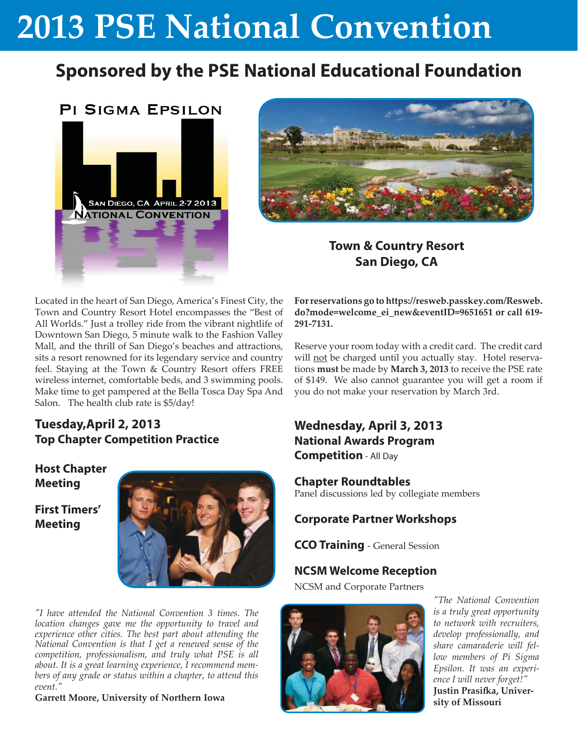# 2013 PSE National Convention

## Sponsored by the PSE National Educational Foundation

Pi Sigma Epsilon

San Diego, CA April 2-7 2013

National Convention

**Town & Country Resort**
**San Diego, CA**

Located in the heart of San Diego, America's Finest City, the Town and Country Resort Hotel encompasses the "Best of All Worlds." Just a trolley ride from the vibrant nightlife of Downtown San Diego, 5 minute walk to the Fashion Valley Mall, and the thrill of San Diego's beaches and attractions, sits a resort renowned for its legendary service and country feel. Staying at the Town & Country Resort offers FREE wireless internet, comfortable beds, and 3 swimming pools. Make time to get pampered at the Bella Tosca Day Spa And Salon. The health club rate is $5/day!

**For reservations go to https://resweb.passkey.com/Resweb.do?mode=welcome_ei_new&eventID=9651651 or call 619-291-7131.**

Reserve your room today with a credit card. The credit card will not be charged until you actually stay. Hotel reservations **must** be made by **March 3, 2013** to receive the PSE rate of $149. We also cannot guarantee you will get a room if you do not make your reservation by March 3rd.

### Tuesday, April 2, 2013

**Top Chapter Competition Practice**

**Host Chapter Meeting**

**First Timers' Meeting**

*"I have attended the National Convention 3 times. The location changes gave me the opportunity to travel and experience other cities. The best part about attending the National Convention is that I get a renewed sense of the competition, professionalism, and truly what PSE is all about. It is a great learning experience, I recommend members of any grade or status within a chapter, to attend this event."*

**Garrett Moore, University of Northern Iowa**

### Wednesday, April 3, 2013

**National Awards Program Competition** - All Day

**Chapter Roundtables**

Panel discussions led by collegiate members

**Corporate Partner Workshops**

**CCO Training** - General Session

**NCSM Welcome Reception**

NCSM and Corporate Partners

*"The National Convention is a truly great opportunity to network with recruiters, develop professionally, and share camaraderie with fellow members of Pi Sigma Epsilon. It was an experience I will never forget!"*

**Justin Prasifka, University of Missouri**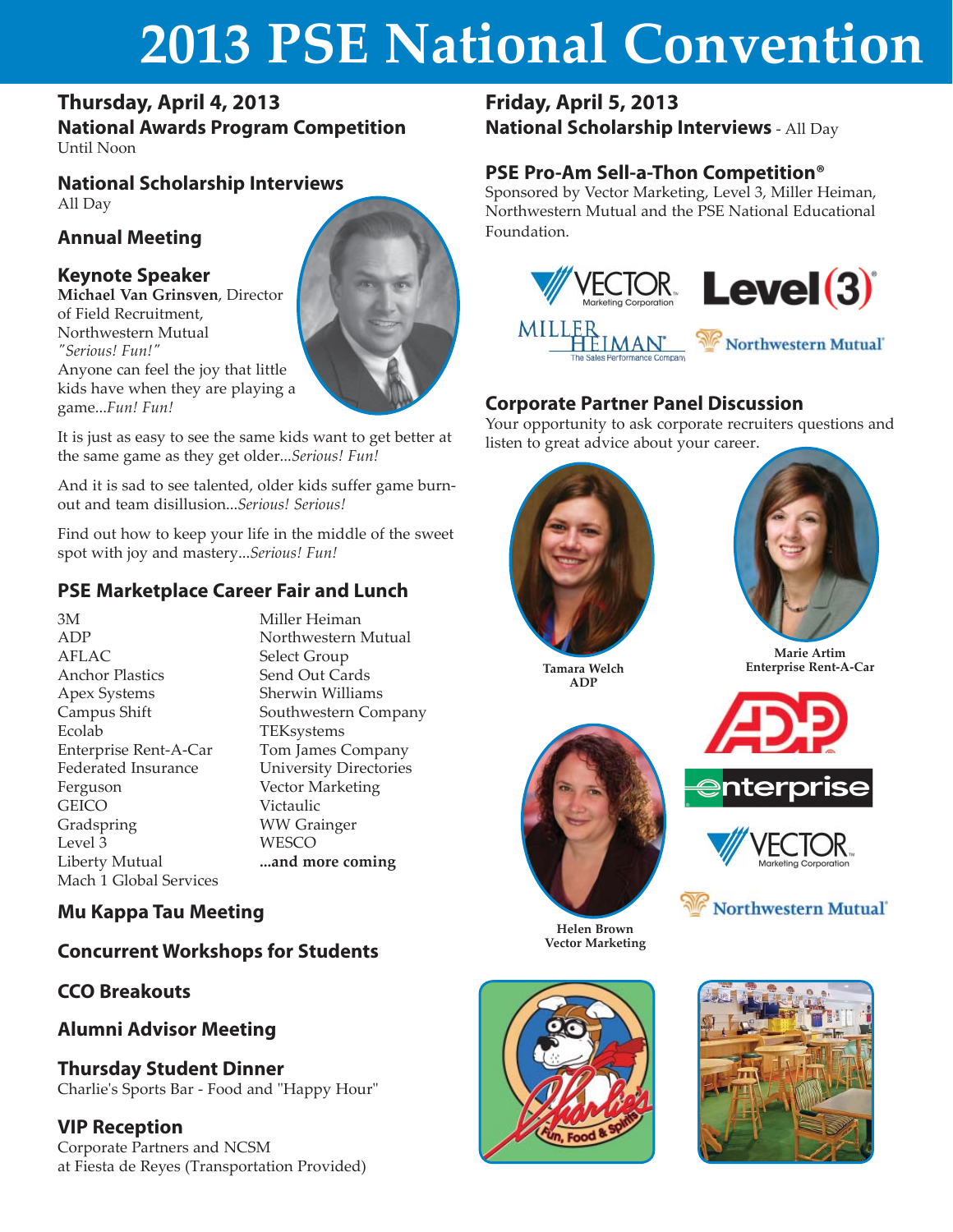# 2013 PSE National Convention

## Thursday, April 4, 2013

### National Awards Program Competition

Until Noon

### National Scholarship Interviews

All Day

### Annual Meeting

### Keynote Speaker

**Michael Van Grinsven**, Director of Field Recruitment, Northwestern Mutual

*"Serious! Fun!"*

Anyone can feel the joy that little kids have when they are playing a game...*Fun! Fun!*

It is just as easy to see the same kids want to get better at the same game as they get older...*Serious! Fun!*

And it is sad to see talented, older kids suffer game burn-out and team disillusion...*Serious! Serious!*

Find out how to keep your life in the middle of the sweet spot with joy and mastery...*Serious! Fun!*

### PSE Marketplace Career Fair and Lunch

- 3M
- ADP
- AFLAC
- Anchor Plastics
- Apex Systems
- Campus Shift
- Ecolab
- Enterprise Rent-A-Car
- Federated Insurance
- Ferguson
- GEICO
- Gradspring
- Level 3
- Liberty Mutual
- Mach 1 Global Services
- Miller Heiman
- Northwestern Mutual
- Select Group
- Send Out Cards
- Sherwin Williams
- Southwestern Company
- TEKsystems
- Tom James Company
- University Directories
- Vector Marketing
- Victaulic
- WW Grainger
- WESCO
- **...and more coming**

### Mu Kappa Tau Meeting

### Concurrent Workshops for Students

### CCO Breakouts

### Alumni Advisor Meeting

### Thursday Student Dinner

Charlie's Sports Bar - Food and "Happy Hour"

### VIP Reception

Corporate Partners and NCSM
at Fiesta de Reyes (Transportation Provided)

## Friday, April 5, 2013

### National Scholarship Interviews - All Day

### PSE Pro-Am Sell-a-Thon Competition®

Sponsored by Vector Marketing, Level 3, Miller Heiman, Northwestern Mutual and the PSE National Educational Foundation.

### Corporate Partner Panel Discussion

Your opportunity to ask corporate recruiters questions and listen to great advice about your career.

**Tamara Welch**
**ADP**

**Marie Artim**
**Enterprise Rent-A-Car**

**Helen Brown**
**Vector Marketing**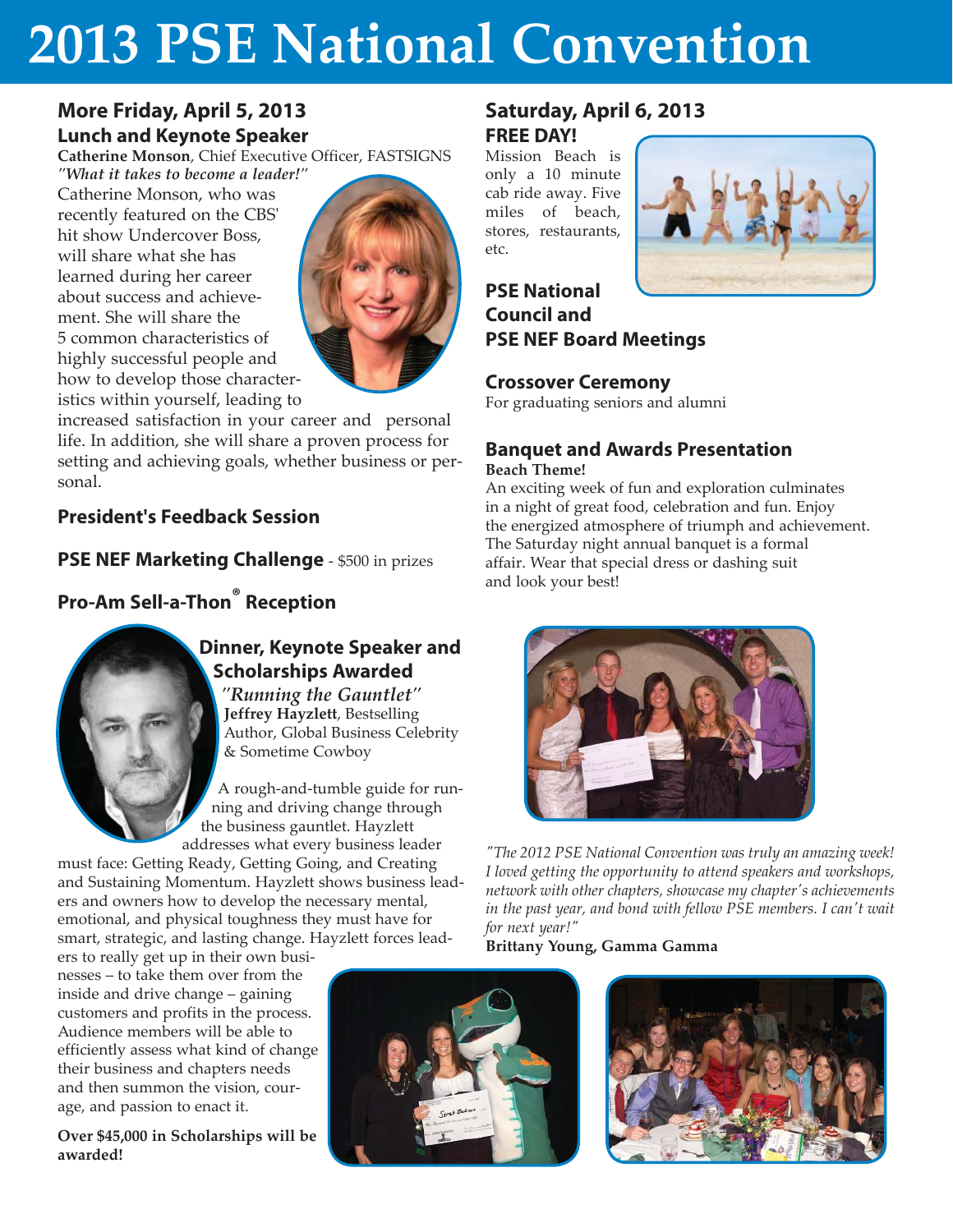# 2013 PSE National Convention

## More Friday, April 5, 2013

### Lunch and Keynote Speaker

**Catherine Monson**, Chief Executive Officer, FASTSIGNS

***"What it takes to become a leader!"***

Catherine Monson, who was recently featured on the CBS' hit show Undercover Boss, will share what she has learned during her career about success and achievement. She will share the 5 common characteristics of highly successful people and how to develop those characteristics within yourself, leading to increased satisfaction in your career and personal life. In addition, she will share a proven process for setting and achieving goals, whether business or personal.

### President's Feedback Session

### PSE NEF Marketing Challenge - $500 in prizes

### Pro-Am Sell-a-Thon® Reception

### Dinner, Keynote Speaker and Scholarships Awarded

***"Running the Gauntlet"***

**Jeffrey Hayzlett**, Bestselling Author, Global Business Celebrity & Sometime Cowboy

A rough-and-tumble guide for running and driving change through the business gauntlet. Hayzlett addresses what every business leader must face: Getting Ready, Getting Going, and Creating and Sustaining Momentum. Hayzlett shows business leaders and owners how to develop the necessary mental, emotional, and physical toughness they must have for smart, strategic, and lasting change. Hayzlett forces leaders to really get up in their own businesses – to take them over from the inside and drive change – gaining customers and profits in the process. Audience members will be able to efficiently assess what kind of change their business and chapters needs and then summon the vision, courage, and passion to enact it.

**Over $45,000 in Scholarships will be awarded!**

## Saturday, April 6, 2013

### FREE DAY!

Mission Beach is only a 10 minute cab ride away. Five miles of beach, stores, restaurants, etc.

### PSE National Council and PSE NEF Board Meetings

### Crossover Ceremony

For graduating seniors and alumni

### Banquet and Awards Presentation

**Beach Theme!**

An exciting week of fun and exploration culminates in a night of great food, celebration and fun. Enjoy the energized atmosphere of triumph and achievement. The Saturday night annual banquet is a formal affair. Wear that special dress or dashing suit and look your best!

*"The 2012 PSE National Convention was truly an amazing week! I loved getting the opportunity to attend speakers and workshops, network with other chapters, showcase my chapter's achievements in the past year, and bond with fellow PSE members. I can't wait for next year!"*

**Brittany Young, Gamma Gamma**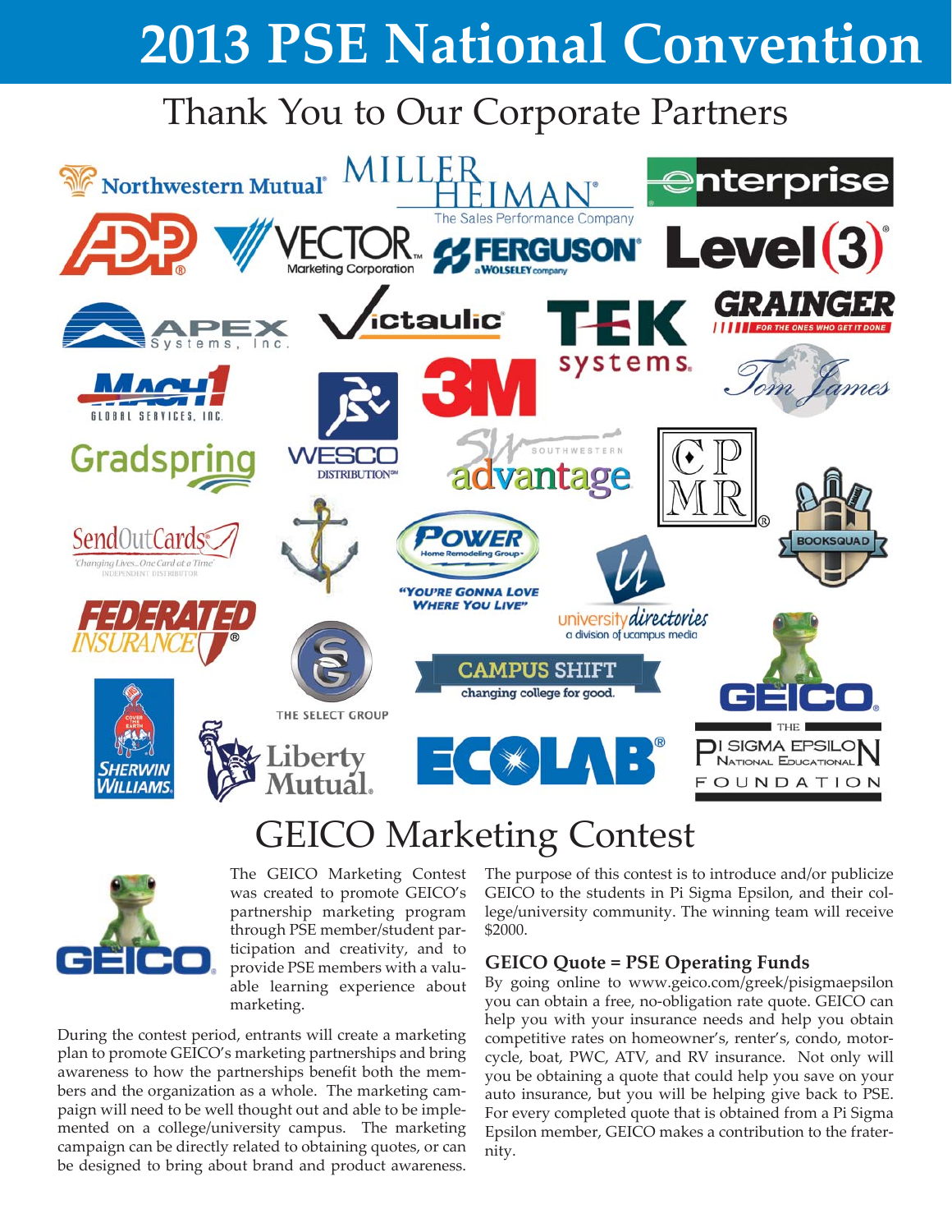# 2013 PSE National Convention

## Thank You to Our Corporate Partners

## GEICO Marketing Contest

The GEICO Marketing Contest was created to promote GEICO's partnership marketing program through PSE member/student participation and creativity, and to provide PSE members with a valuable learning experience about marketing.

During the contest period, entrants will create a marketing plan to promote GEICO's marketing partnerships and bring awareness to how the partnerships benefit both the members and the organization as a whole. The marketing campaign will need to be well thought out and able to be implemented on a college/university campus. The marketing campaign can be directly related to obtaining quotes, or can be designed to bring about brand and product awareness.

The purpose of this contest is to introduce and/or publicize GEICO to the students in Pi Sigma Epsilon, and their college/university community. The winning team will receive $2000.

### GEICO Quote = PSE Operating Funds

By going online to www.geico.com/greek/pisigmaepsilon you can obtain a free, no-obligation rate quote. GEICO can help you with your insurance needs and help you obtain competitive rates on homeowner's, renter's, condo, motorcycle, boat, PWC, ATV, and RV insurance. Not only will you be obtaining a quote that could help you save on your auto insurance, but you will be helping give back to PSE. For every completed quote that is obtained from a Pi Sigma Epsilon member, GEICO makes a contribution to the fraternity.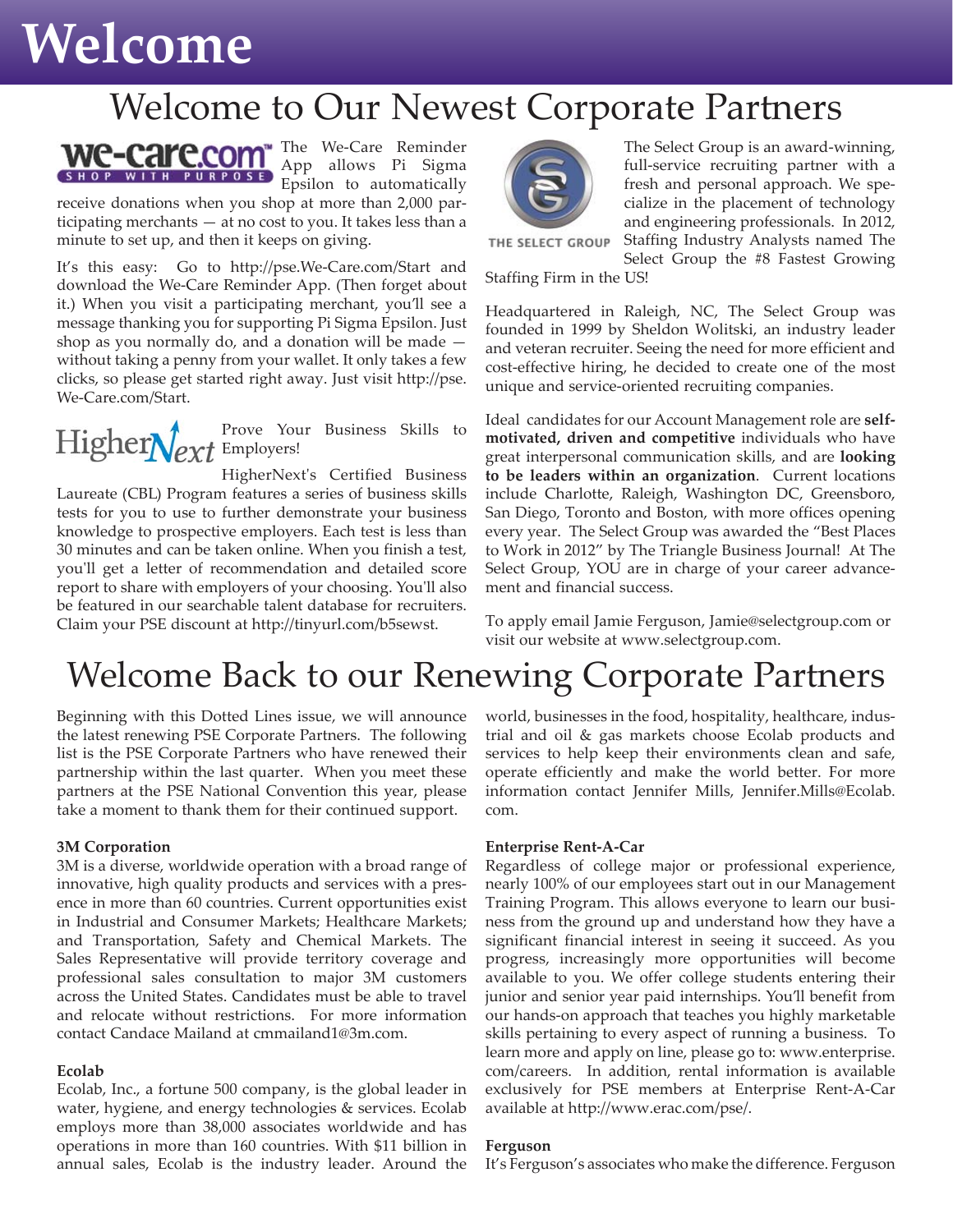# Welcome

## Welcome to Our Newest Corporate Partners

The We-Care Reminder App allows Pi Sigma Epsilon to automatically receive donations when you shop at more than 2,000 participating merchants — at no cost to you. It takes less than a minute to set up, and then it keeps on giving.

It's this easy: Go to http://pse.We-Care.com/Start and download the We-Care Reminder App. (Then forget about it.) When you visit a participating merchant, you'll see a message thanking you for supporting Pi Sigma Epsilon. Just shop as you normally do, and a donation will be made — without taking a penny from your wallet. It only takes a few clicks, so please get started right away. Just visit http://pse.We-Care.com/Start.

Prove Your Business Skills to Employers!

HigherNext's Certified Business Laureate (CBL) Program features a series of business skills tests for you to use to further demonstrate your business knowledge to prospective employers. Each test is less than 30 minutes and can be taken online. When you finish a test, you'll get a letter of recommendation and detailed score report to share with employers of your choosing. You'll also be featured in our searchable talent database for recruiters. Claim your PSE discount at http://tinyurl.com/b5sewst.

The Select Group is an award-winning, full-service recruiting partner with a fresh and personal approach. We specialize in the placement of technology and engineering professionals. In 2012, Staffing Industry Analysts named The Select Group the #8 Fastest Growing Staffing Firm in the US!

Headquartered in Raleigh, NC, The Select Group was founded in 1999 by Sheldon Wolitski, an industry leader and veteran recruiter. Seeing the need for more efficient and cost-effective hiring, he decided to create one of the most unique and service-oriented recruiting companies.

Ideal candidates for our Account Management role are **self-motivated, driven and competitive** individuals who have great interpersonal communication skills, and are **looking to be leaders within an organization**. Current locations include Charlotte, Raleigh, Washington DC, Greensboro, San Diego, Toronto and Boston, with more offices opening every year. The Select Group was awarded the "Best Places to Work in 2012" by The Triangle Business Journal! At The Select Group, YOU are in charge of your career advancement and financial success.

To apply email Jamie Ferguson, Jamie@selectgroup.com or visit our website at www.selectgroup.com.

## Welcome Back to our Renewing Corporate Partners

Beginning with this Dotted Lines issue, we will announce the latest renewing PSE Corporate Partners. The following list is the PSE Corporate Partners who have renewed their partnership within the last quarter. When you meet these partners at the PSE National Convention this year, please take a moment to thank them for their continued support.

**3M Corporation**

3M is a diverse, worldwide operation with a broad range of innovative, high quality products and services with a presence in more than 60 countries. Current opportunities exist in Industrial and Consumer Markets; Healthcare Markets; and Transportation, Safety and Chemical Markets. The Sales Representative will provide territory coverage and professional sales consultation to major 3M customers across the United States. Candidates must be able to travel and relocate without restrictions. For more information contact Candace Mailand at cmmailand1@3m.com.

**Ecolab**

Ecolab, Inc., a fortune 500 company, is the global leader in water, hygiene, and energy technologies & services. Ecolab employs more than 38,000 associates worldwide and has operations in more than 160 countries. With $11 billion in annual sales, Ecolab is the industry leader. Around the world, businesses in the food, hospitality, healthcare, industrial and oil & gas markets choose Ecolab products and services to help keep their environments clean and safe, operate efficiently and make the world better. For more information contact Jennifer Mills, Jennifer.Mills@Ecolab.com.

**Enterprise Rent-A-Car**

Regardless of college major or professional experience, nearly 100% of our employees start out in our Management Training Program. This allows everyone to learn our business from the ground up and understand how they have a significant financial interest in seeing it succeed. As you progress, increasingly more opportunities will become available to you. We offer college students entering their junior and senior year paid internships. You'll benefit from our hands-on approach that teaches you highly marketable skills pertaining to every aspect of running a business. To learn more and apply on line, please go to: www.enterprise.com/careers. In addition, rental information is available exclusively for PSE members at Enterprise Rent-A-Car available at http://www.erac.com/pse/.

**Ferguson**

It's Ferguson's associates who make the difference. Ferguson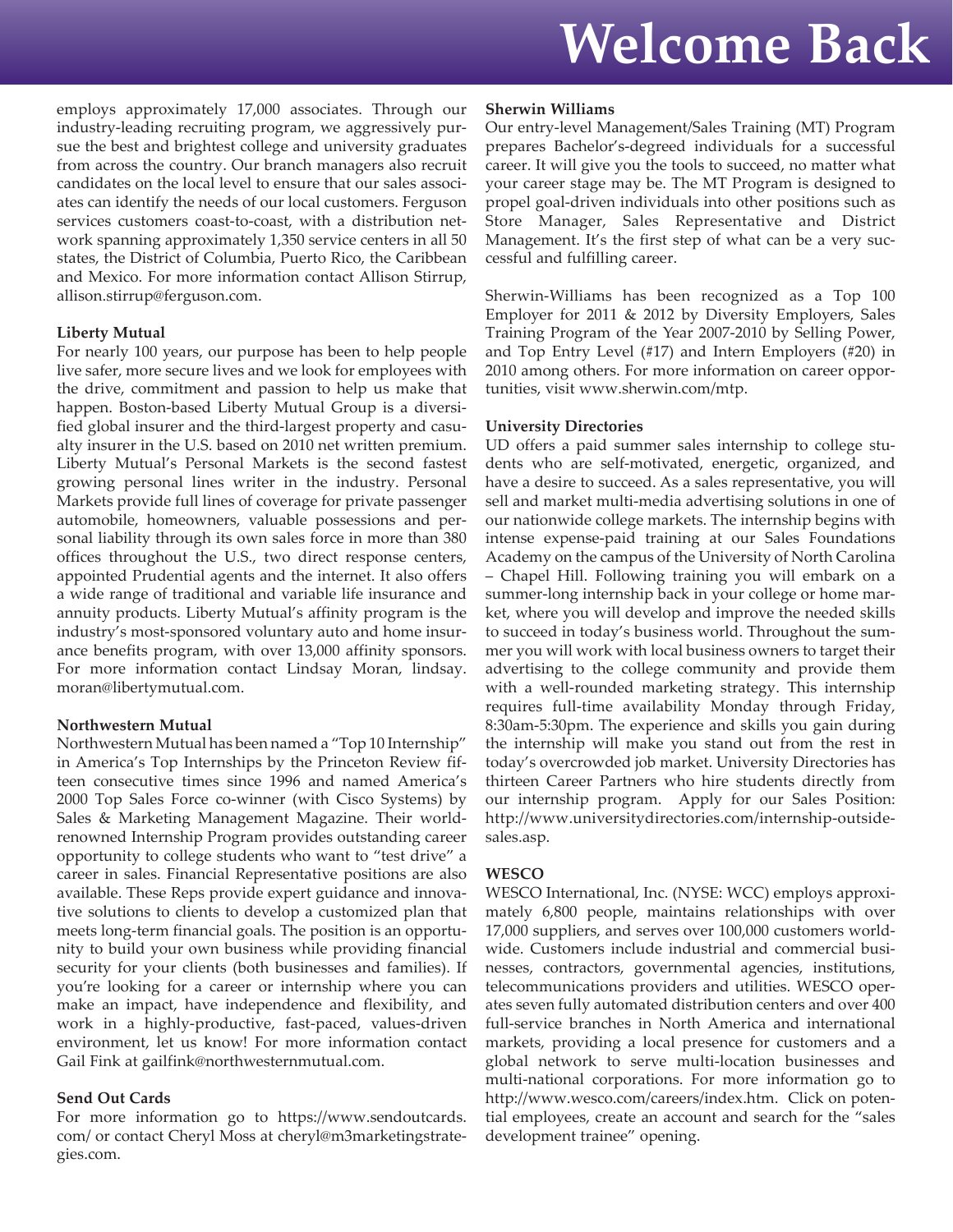employs approximately 17,000 associates. Through our industry-leading recruiting program, we aggressively pursue the best and brightest college and university graduates from across the country. Our branch managers also recruit candidates on the local level to ensure that our sales associates can identify the needs of our local customers. Ferguson services customers coast-to-coast, with a distribution network spanning approximately 1,350 service centers in all 50 states, the District of Columbia, Puerto Rico, the Caribbean and Mexico. For more information contact Allison Stirrup, allison.stirrup@ferguson.com.

**Liberty Mutual**

For nearly 100 years, our purpose has been to help people live safer, more secure lives and we look for employees with the drive, commitment and passion to help us make that happen. Boston-based Liberty Mutual Group is a diversified global insurer and the third-largest property and casualty insurer in the U.S. based on 2010 net written premium. Liberty Mutual's Personal Markets is the second fastest growing personal lines writer in the industry. Personal Markets provide full lines of coverage for private passenger automobile, homeowners, valuable possessions and personal liability through its own sales force in more than 380 offices throughout the U.S., two direct response centers, appointed Prudential agents and the internet. It also offers a wide range of traditional and variable life insurance and annuity products. Liberty Mutual's affinity program is the industry's most-sponsored voluntary auto and home insurance benefits program, with over 13,000 affinity sponsors. For more information contact Lindsay Moran, lindsay.moran@libertymutual.com.

**Northwestern Mutual**

Northwestern Mutual has been named a "Top 10 Internship" in America's Top Internships by the Princeton Review fifteen consecutive times since 1996 and named America's 2000 Top Sales Force co-winner (with Cisco Systems) by Sales & Marketing Management Magazine. Their world-renowned Internship Program provides outstanding career opportunity to college students who want to "test drive" a career in sales. Financial Representative positions are also available. These Reps provide expert guidance and innovative solutions to clients to develop a customized plan that meets long-term financial goals. The position is an opportunity to build your own business while providing financial security for your clients (both businesses and families). If you're looking for a career or internship where you can make an impact, have independence and flexibility, and work in a highly-productive, fast-paced, values-driven environment, let us know! For more information contact Gail Fink at gailfink@northwesternmutual.com.

**Send Out Cards**

For more information go to https://www.sendoutcards.com/ or contact Cheryl Moss at cheryl@m3marketingstrategies.com.

**Sherwin Williams**

Our entry-level Management/Sales Training (MT) Program prepares Bachelor's-degreed individuals for a successful career. It will give you the tools to succeed, no matter what your career stage may be. The MT Program is designed to propel goal-driven individuals into other positions such as Store Manager, Sales Representative and District Management. It's the first step of what can be a very successful and fulfilling career.

Sherwin-Williams has been recognized as a Top 100 Employer for 2011 & 2012 by Diversity Employers, Sales Training Program of the Year 2007-2010 by Selling Power, and Top Entry Level (#17) and Intern Employers (#20) in 2010 among others. For more information on career opportunities, visit www.sherwin.com/mtp.

**University Directories**

UD offers a paid summer sales internship to college students who are self-motivated, energetic, organized, and have a desire to succeed. As a sales representative, you will sell and market multi-media advertising solutions in one of our nationwide college markets. The internship begins with intense expense-paid training at our Sales Foundations Academy on the campus of the University of North Carolina – Chapel Hill. Following training you will embark on a summer-long internship back in your college or home market, where you will develop and improve the needed skills to succeed in today's business world. Throughout the summer you will work with local business owners to target their advertising to the college community and provide them with a well-rounded marketing strategy. This internship requires full-time availability Monday through Friday, 8:30am-5:30pm. The experience and skills you gain during the internship will make you stand out from the rest in today's overcrowded job market. University Directories has thirteen Career Partners who hire students directly from our internship program. Apply for our Sales Position: http://www.universitydirectories.com/internship-outside-sales.asp.

**WESCO**

WESCO International, Inc. (NYSE: WCC) employs approximately 6,800 people, maintains relationships with over 17,000 suppliers, and serves over 100,000 customers worldwide. Customers include industrial and commercial businesses, contractors, governmental agencies, institutions, telecommunications providers and utilities. WESCO operates seven fully automated distribution centers and over 400 full-service branches in North America and international markets, providing a local presence for customers and a global network to serve multi-location businesses and multi-national corporations. For more information go to http://www.wesco.com/careers/index.htm. Click on potential employees, create an account and search for the "sales development trainee" opening.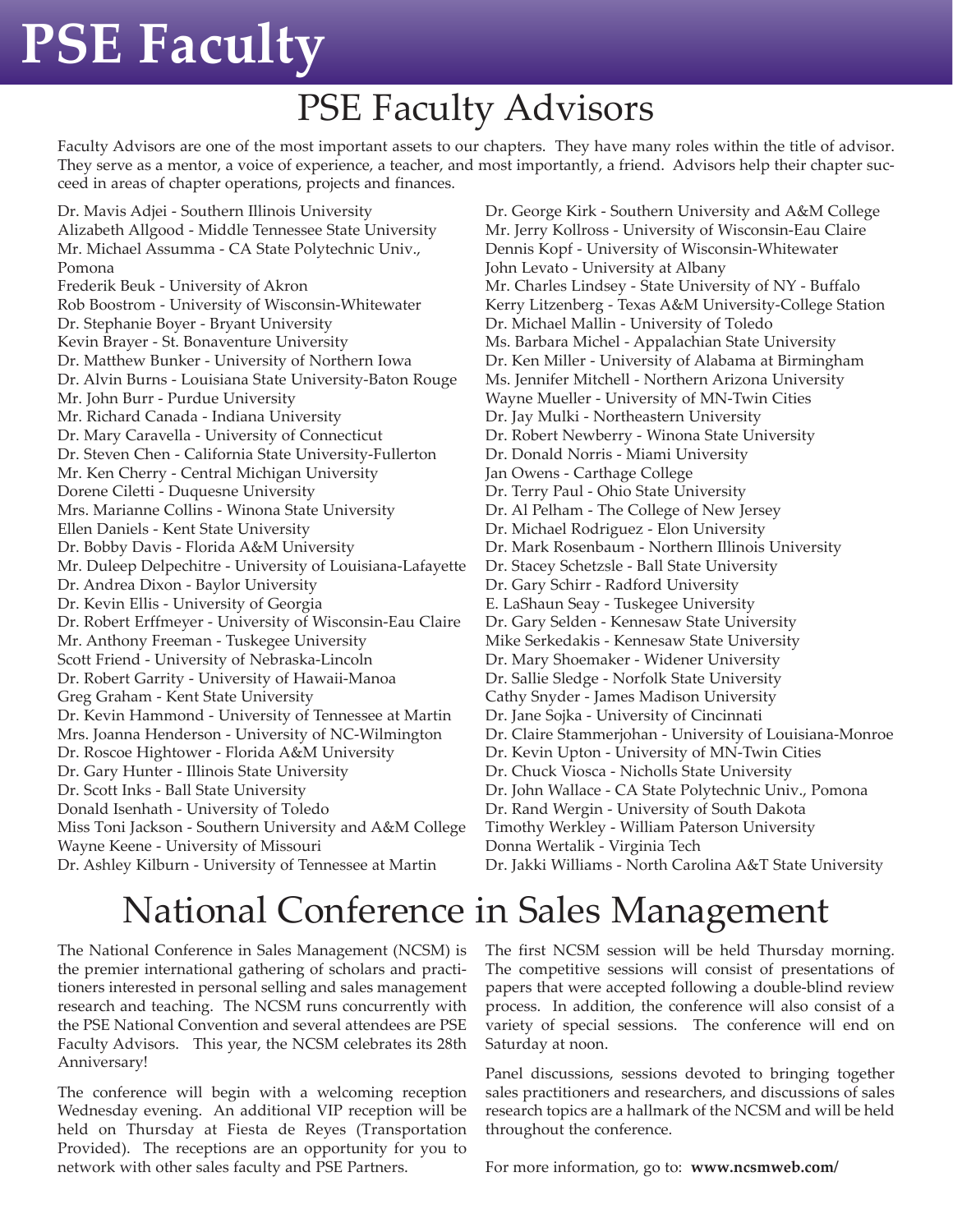# PSE Faculty

## PSE Faculty Advisors

Faculty Advisors are one of the most important assets to our chapters. They have many roles within the title of advisor. They serve as a mentor, a voice of experience, a teacher, and most importantly, a friend. Advisors help their chapter succeed in areas of chapter operations, projects and finances.

Dr. Mavis Adjei - Southern Illinois University
Alizabeth Allgood - Middle Tennessee State University
Mr. Michael Assumma - CA State Polytechnic Univ., Pomona
Frederik Beuk - University of Akron
Rob Boostrom - University of Wisconsin-Whitewater
Dr. Stephanie Boyer - Bryant University
Kevin Brayer - St. Bonaventure University
Dr. Matthew Bunker - University of Northern Iowa
Dr. Alvin Burns - Louisiana State University-Baton Rouge
Mr. John Burr - Purdue University
Mr. Richard Canada - Indiana University
Dr. Mary Caravella - University of Connecticut
Dr. Steven Chen - California State University-Fullerton
Mr. Ken Cherry - Central Michigan University
Dorene Ciletti - Duquesne University
Mrs. Marianne Collins - Winona State University
Ellen Daniels - Kent State University
Dr. Bobby Davis - Florida A&M University
Mr. Duleep Delpechitre - University of Louisiana-Lafayette
Dr. Andrea Dixon - Baylor University
Dr. Kevin Ellis - University of Georgia
Dr. Robert Erffmeyer - University of Wisconsin-Eau Claire
Mr. Anthony Freeman - Tuskegee University
Scott Friend - University of Nebraska-Lincoln
Dr. Robert Garrity - University of Hawaii-Manoa
Greg Graham - Kent State University
Dr. Kevin Hammond - University of Tennessee at Martin
Mrs. Joanna Henderson - University of NC-Wilmington
Dr. Roscoe Hightower - Florida A&M University
Dr. Gary Hunter - Illinois State University
Dr. Scott Inks - Ball State University
Donald Isenhath - University of Toledo
Miss Toni Jackson - Southern University and A&M College
Wayne Keene - University of Missouri
Dr. Ashley Kilburn - University of Tennessee at Martin
Dr. George Kirk - Southern University and A&M College
Mr. Jerry Kollross - University of Wisconsin-Eau Claire
Dennis Kopf - University of Wisconsin-Whitewater
John Levato - University at Albany
Mr. Charles Lindsey - State University of NY - Buffalo
Kerry Litzenberg - Texas A&M University-College Station
Dr. Michael Mallin - University of Toledo
Ms. Barbara Michel - Appalachian State University
Dr. Ken Miller - University of Alabama at Birmingham
Ms. Jennifer Mitchell - Northern Arizona University
Wayne Mueller - University of MN-Twin Cities
Dr. Jay Mulki - Northeastern University
Dr. Robert Newberry - Winona State University
Dr. Donald Norris - Miami University
Jan Owens - Carthage College
Dr. Terry Paul - Ohio State University
Dr. Al Pelham - The College of New Jersey
Dr. Michael Rodriguez - Elon University
Dr. Mark Rosenbaum - Northern Illinois University
Dr. Stacey Schetzsle - Ball State University
Dr. Gary Schirr - Radford University
E. LaShaun Seay - Tuskegee University
Dr. Gary Selden - Kennesaw State University
Mike Serkedakis - Kennesaw State University
Dr. Mary Shoemaker - Widener University
Dr. Sallie Sledge - Norfolk State University
Cathy Snyder - James Madison University
Dr. Jane Sojka - University of Cincinnati
Dr. Claire Stammerjohan - University of Louisiana-Monroe
Dr. Kevin Upton - University of MN-Twin Cities
Dr. Chuck Viosca - Nicholls State University
Dr. John Wallace - CA State Polytechnic Univ., Pomona
Dr. Rand Wergin - University of South Dakota
Timothy Werkley - William Paterson University
Donna Wertalik - Virginia Tech
Dr. Jakki Williams - North Carolina A&T State University

## National Conference in Sales Management

The National Conference in Sales Management (NCSM) is the premier international gathering of scholars and practitioners interested in personal selling and sales management research and teaching. The NCSM runs concurrently with the PSE National Convention and several attendees are PSE Faculty Advisors. This year, the NCSM celebrates its 28th Anniversary!

The conference will begin with a welcoming reception Wednesday evening. An additional VIP reception will be held on Thursday at Fiesta de Reyes (Transportation Provided). The receptions are an opportunity for you to network with other sales faculty and PSE Partners.

The first NCSM session will be held Thursday morning. The competitive sessions will consist of presentations of papers that were accepted following a double-blind review process. In addition, the conference will also consist of a variety of special sessions. The conference will end on Saturday at noon.

Panel discussions, sessions devoted to bringing together sales practitioners and researchers, and discussions of sales research topics are a hallmark of the NCSM and will be held throughout the conference.

For more information, go to: **www.ncsmweb.com/**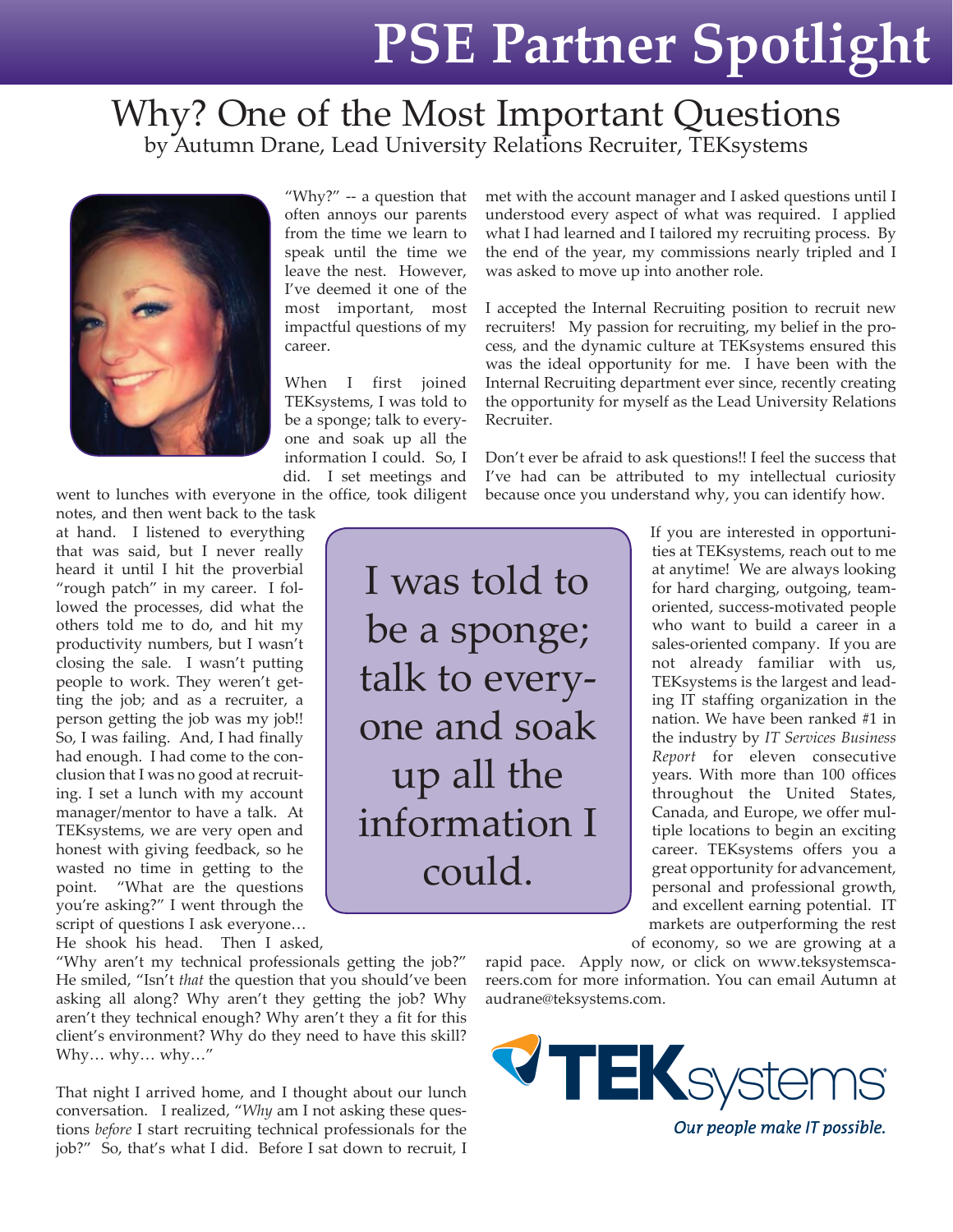# PSE Partner Spotlight

## Why? One of the Most Important Questions

by Autumn Drane, Lead University Relations Recruiter, TEKsystems

"Why?" -- a question that often annoys our parents from the time we learn to speak until the time we leave the nest. However, I've deemed it one of the most important, most impactful questions of my career.

When I first joined TEKsystems, I was told to be a sponge; talk to everyone and soak up all the information I could. So, I did. I set meetings and went to lunches with everyone in the office, took diligent notes, and then went back to the task at hand. I listened to everything that was said, but I never really heard it until I hit the proverbial "rough patch" in my career. I followed the processes, did what the others told me to do, and hit my productivity numbers, but I wasn't closing the sale. I wasn't putting people to work. They weren't getting the job; and as a recruiter, a person getting the job was my job!! So, I was failing. And, I had finally had enough. I had come to the conclusion that I was no good at recruiting. I set a lunch with my account manager/mentor to have a talk. At TEKsystems, we are very open and honest with giving feedback, so he wasted no time in getting to the point. "What are the questions you're asking?" I went through the script of questions I ask everyone… He shook his head. Then I asked, "Why aren't my technical professionals getting the job?" He smiled, "Isn't *that* the question that you should've been asking all along? Why aren't they getting the job? Why aren't they technical enough? Why aren't they a fit for this client's environment? Why do they need to have this skill? Why… why… why…"

That night I arrived home, and I thought about our lunch conversation. I realized, "*Why* am I not asking these questions *before* I start recruiting technical professionals for the job?" So, that's what I did. Before I sat down to recruit, I met with the account manager and I asked questions until I understood every aspect of what was required. I applied what I had learned and I tailored my recruiting process. By the end of the year, my commissions nearly tripled and I was asked to move up into another role.

I accepted the Internal Recruiting position to recruit new recruiters! My passion for recruiting, my belief in the process, and the dynamic culture at TEKsystems ensured this was the ideal opportunity for me. I have been with the Internal Recruiting department ever since, recently creating the opportunity for myself as the Lead University Relations Recruiter.

Don't ever be afraid to ask questions!! I feel the success that I've had can be attributed to my intellectual curiosity because once you understand why, you can identify how.

> I was told to be a sponge; talk to everyone and soak up all the information I could.

If you are interested in opportunities at TEKsystems, reach out to me at anytime! We are always looking for hard charging, outgoing, team-oriented, success-motivated people who want to build a career in a sales-oriented company. If you are not already familiar with us, TEKsystems is the largest and leading IT staffing organization in the nation. We have been ranked #1 in the industry by *IT Services Business Report* for eleven consecutive years. With more than 100 offices throughout the United States, Canada, and Europe, we offer multiple locations to begin an exciting career. TEKsystems offers you a great opportunity for advancement, personal and professional growth, and excellent earning potential. IT markets are outperforming the rest of economy, so we are growing at a rapid pace. Apply now, or click on www.teksystemscareers.com for more information. You can email Autumn at audrane@teksystems.com.

TEKsystems

*Our people make IT possible.*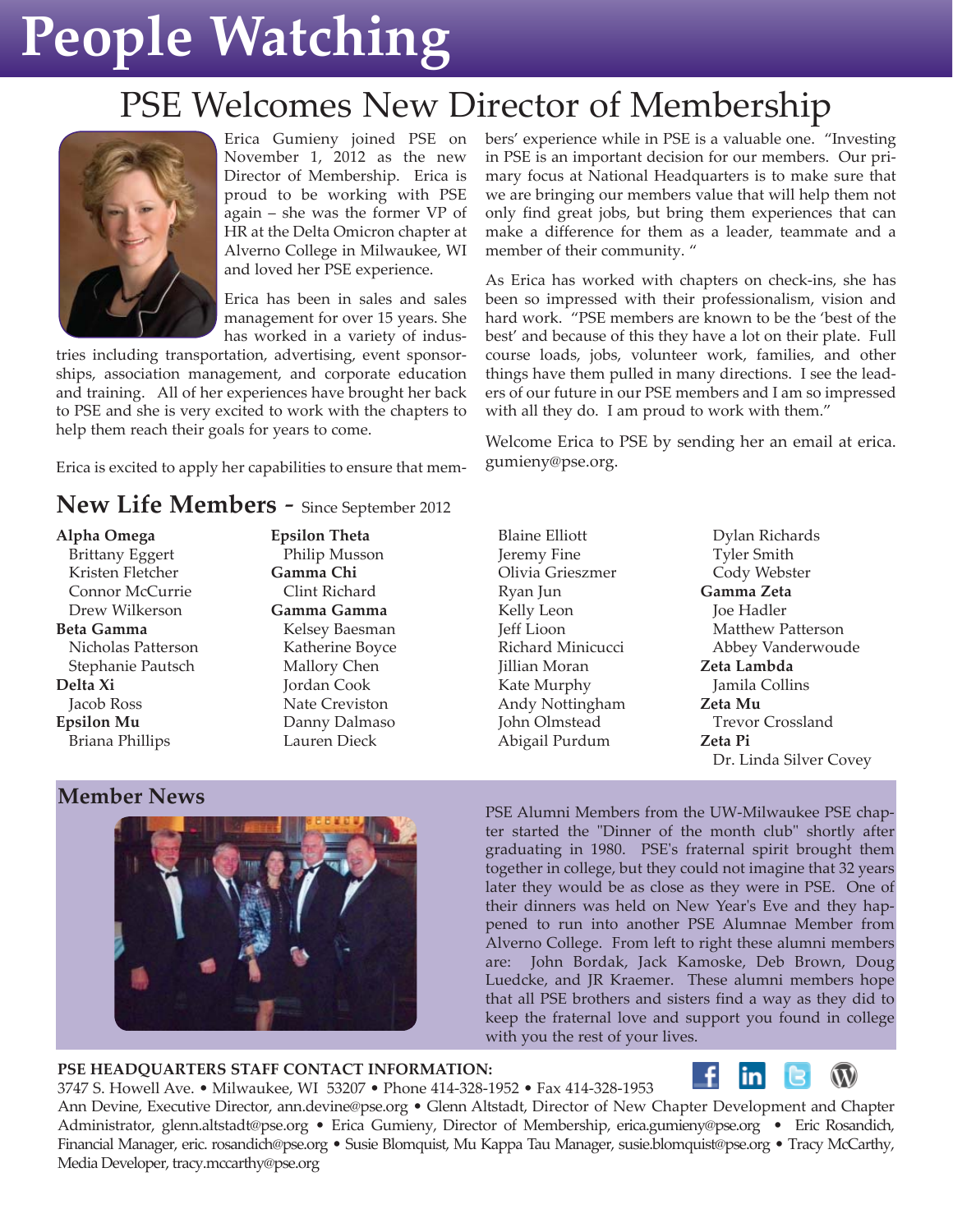# People Watching

## PSE Welcomes New Director of Membership

Erica Gumieny joined PSE on November 1, 2012 as the new Director of Membership. Erica is proud to be working with PSE again – she was the former VP of HR at the Delta Omicron chapter at Alverno College in Milwaukee, WI and loved her PSE experience.

Erica has been in sales and sales management for over 15 years. She has worked in a variety of industries including transportation, advertising, event sponsorships, association management, and corporate education and training. All of her experiences have brought her back to PSE and she is very excited to work with the chapters to help them reach their goals for years to come.

Erica is excited to apply her capabilities to ensure that members' experience while in PSE is a valuable one. "Investing in PSE is an important decision for our members. Our primary focus at National Headquarters is to make sure that we are bringing our members value that will help them not only find great jobs, but bring them experiences that can make a difference for them as a leader, teammate and a member of their community. "

As Erica has worked with chapters on check-ins, she has been so impressed with their professionalism, vision and hard work. "PSE members are known to be the 'best of the best' and because of this they have a lot on their plate. Full course loads, jobs, volunteer work, families, and other things have them pulled in many directions. I see the leaders of our future in our PSE members and I am so impressed with all they do. I am proud to work with them."

Welcome Erica to PSE by sending her an email at erica.gumieny@pse.org.

## New Life Members - Since September 2012

**Alpha Omega**
Brittany Eggert
Kristen Fletcher
Connor McCurrie
Drew Wilkerson

**Beta Gamma**
Nicholas Patterson
Stephanie Pautsch

**Delta Xi**
Jacob Ross

**Epsilon Mu**
Briana Phillips

**Epsilon Theta**
Philip Musson

**Gamma Chi**
Clint Richard

**Gamma Gamma**
Kelsey Baesman
Katherine Boyce
Mallory Chen
Jordan Cook
Nate Creviston
Danny Dalmaso
Lauren Dieck
Blaine Elliott
Jeremy Fine
Olivia Grieszmer
Ryan Jun
Kelly Leon
Jeff Lioon
Richard Minicucci
Jillian Moran
Kate Murphy
Andy Nottingham
John Olmstead
Abigail Purdum
Dylan Richards
Tyler Smith
Cody Webster

**Gamma Zeta**
Joe Hadler
Matthew Patterson
Abbey Vanderwoude

**Zeta Lambda**
Jamila Collins

**Zeta Mu**
Trevor Crossland

**Zeta Pi**
Dr. Linda Silver Covey

## Member News

PSE Alumni Members from the UW-Milwaukee PSE chapter started the "Dinner of the month club" shortly after graduating in 1980. PSE's fraternal spirit brought them together in college, but they could not imagine that 32 years later they would be as close as they were in PSE. One of their dinners was held on New Year's Eve and they happened to run into another PSE Alumnae Member from Alverno College. From left to right these alumni members are: John Bordak, Jack Kamoske, Deb Brown, Doug Luedcke, and JR Kraemer. These alumni members hope that all PSE brothers and sisters find a way as they did to keep the fraternal love and support you found in college with you the rest of your lives.

**PSE HEADQUARTERS STAFF CONTACT INFORMATION:**
3747 S. Howell Ave. • Milwaukee, WI 53207 • Phone 414-328-1952 • Fax 414-328-1953
Ann Devine, Executive Director, ann.devine@pse.org • Glenn Altstadt, Director of New Chapter Development and Chapter Administrator, glenn.altstadt@pse.org • Erica Gumieny, Director of Membership, erica.gumieny@pse.org • Eric Rosandich, Financial Manager, eric. rosandich@pse.org • Susie Blomquist, Mu Kappa Tau Manager, susie.blomquist@pse.org • Tracy McCarthy, Media Developer, tracy.mccarthy@pse.org